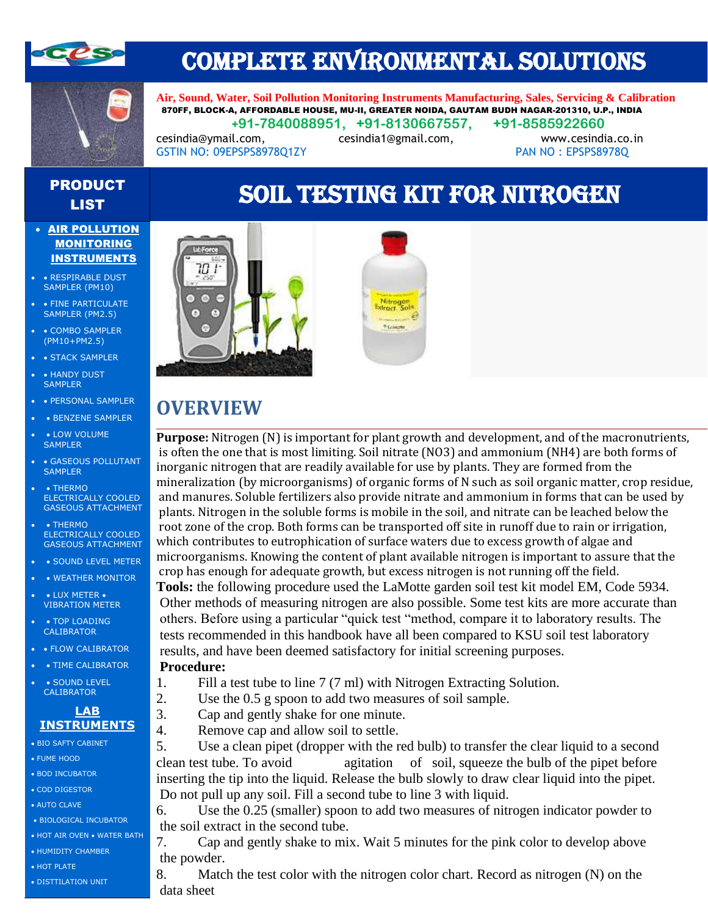# COMPLETE ENVIRONMENTAL SOLUTIONS

**Air, Sound, Water, Soil Pollution Monitoring Instruments Manufacturing, Sales, Servicing & Calibration**

**870FF, BLOCK-A, AFFORDABLE HOUSE, MU-II, GREATER NOIDA, GAUTAM BUDH NAGAR-201310, U.P., INDIA**

**+91-7840088951, +91-8130667557, +91-8585922660**

cesindia@ymail.com, cesindia1@gmail.com, www.cesindia.co.in

GSTIN NO: 09EPSPS8978Q1ZY PAN NO : EPSPS8978Q

## PRODUCT LIST

- **AIR POLLUTION MONITORING INSTRUMENTS**
- • RESPIRABLE DUST SAMPLER (PM10)
- • FINE PARTICULATE SAMPLER (PM2.5)
- • COMBO SAMPLER (PM10+PM2.5)
- • STACK SAMPLER
- • HANDY DUST SAMPLER
- • PERSONAL SAMPLER
- • BENZENE SAMPLER
- • LOW VOLUME SAMPLER
- • GASEOUS POLLUTANT SAMPLER
- • THERMO ELECTRICALLY COOLED GASEOUS ATTACHMENT
- • THERMO ELECTRICALLY COOLED GASEOUS ATTACHMENT
- • SOUND LEVEL METER
- • WEATHER MONITOR
- • LUX METER • VIBRATION METER
- • TOP LOADING CALIBRATOR
- • FLOW CALIBRATOR
- • TIME CALIBRATOR
- • SOUND LEVEL CALIBRATOR

**LAB INSTRUMENTS**

- • BIO SAFTY CABINET
- • FUME HOOD
- • BOD INCUBATOR
- • COD DIGESTOR
- • AUTO CLAVE
- • BIOLOGICAL INCUBATOR
- • HOT AIR OVEN • WATER BATH
- • HUMIDITY CHAMBER
- • HOT PLATE
- • DISTTILATION UNIT

# SOIL TESTING KIT FOR NITROGEN

## OVERVIEW

**Purpose:** Nitrogen (N) is important for plant growth and development, and of the macronutrients, is often the one that is most limiting. Soil nitrate (NO3) and ammonium (NH4) are both forms of inorganic nitrogen that are readily available for use by plants. They are formed from the mineralization (by microorganisms) of organic forms of N such as soil organic matter, crop residue, and manures. Soluble fertilizers also provide nitrate and ammonium in forms that can be used by plants. Nitrogen in the soluble forms is mobile in the soil, and nitrate can be leached below the root zone of the crop. Both forms can be transported off site in runoff due to rain or irrigation, which contributes to eutrophication of surface waters due to excess growth of algae and microorganisms. Knowing the content of plant available nitrogen is important to assure that the crop has enough for adequate growth, but excess nitrogen is not running off the field.

**Tools:** the following procedure used the LaMotte garden soil test kit model EM, Code 5934. Other methods of measuring nitrogen are also possible. Some test kits are more accurate than others. Before using a particular "quick test "method, compare it to laboratory results. The tests recommended in this handbook have all been compared to KSU soil test laboratory results, and have been deemed satisfactory for initial screening purposes.

**Procedure:**

1. Fill a test tube to line 7 (7 ml) with Nitrogen Extracting Solution.
2. Use the 0.5 g spoon to add two measures of soil sample.
3. Cap and gently shake for one minute.
4. Remove cap and allow soil to settle.
5. Use a clean pipet (dropper with the red bulb) to transfer the clear liquid to a second clean test tube. To avoid agitation of soil, squeeze the bulb of the pipet before inserting the tip into the liquid. Release the bulb slowly to draw clear liquid into the pipet. Do not pull up any soil. Fill a second tube to line 3 with liquid.
6. Use the 0.25 (smaller) spoon to add two measures of nitrogen indicator powder to the soil extract in the second tube.
7. Cap and gently shake to mix. Wait 5 minutes for the pink color to develop above the powder.
8. Match the test color with the nitrogen color chart. Record as nitrogen (N) on the data sheet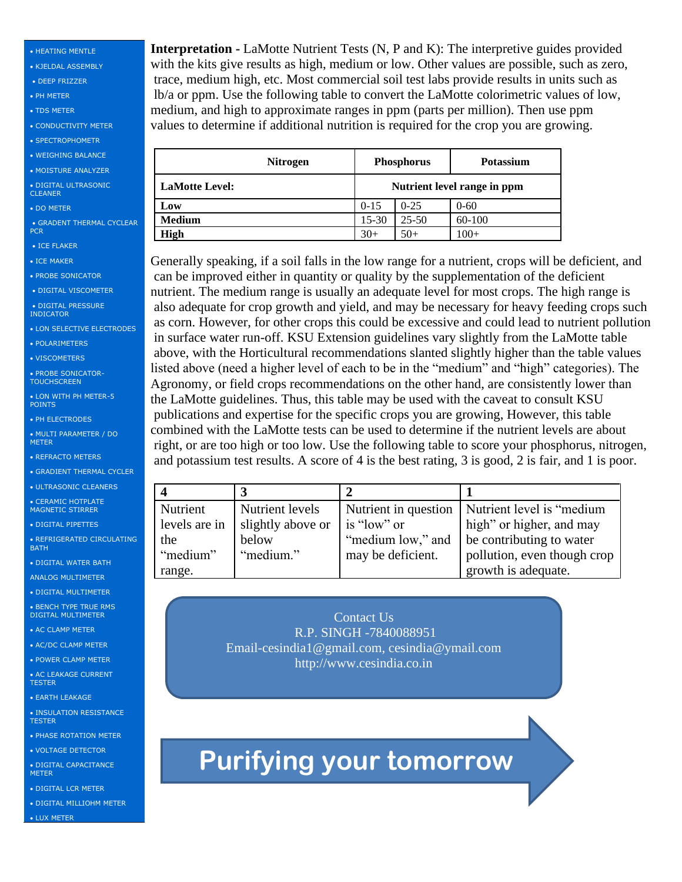- HEATING MENTLE
- KJELDAL ASSEMBLY
- DEEP FRIZZER
- PH METER
- TDS METER
- CONDUCTIVITY METER
- SPECTROPHOMETR
- WEIGHING BALANCE
- MOISTURE ANALYZER
- DIGITAL ULTRASONIC CLEANER
- DO METER
- GRADENT THERMAL CYCLEAR PCR
- ICE FLAKER
- ICE MAKER
- PROBE SONICATOR
- DIGITAL VISCOMETER
- DIGITAL PRESSURE INDICATOR
- LON SELECTIVE ELECTRODES
- POLARIMETERS
- VISCOMETERS
- PROBE SONICATOR-TOUCHSCREEN
- LON WITH PH METER-5 POINTS
- PH ELECTRODES
- MULTI PARAMETER / DO METER
- REFRACTO METERS
- GRADIENT THERMAL CYCLER
- ULTRASONIC CLEANERS
- CERAMIC HOTPLATE MAGNETIC STIRRER
- DIGITAL PIPETTES
- REFRIGERATED CIRCULATING BATH
- DIGITAL WATER BATH
- ANALOG MULTIMETER
- DIGITAL MULTIMETER
- BENCH TYPE TRUE RMS DIGITAL MULTIMETER
- AC CLAMP METER
- AC/DC CLAMP METER
- POWER CLAMP METER
- AC LEAKAGE CURRENT TESTER
- EARTH LEAKAGE
- INSULATION RESISTANCE TESTER
- PHASE ROTATION METER
- VOLTAGE DETECTOR
- DIGITAL CAPACITANCE METER
- DIGITAL LCR METER
- DIGITAL MILLIOHM METER
- LUX METER

**Interpretation -** LaMotte Nutrient Tests (N, P and K): The interpretive guides provided with the kits give results as high, medium or low. Other values are possible, such as zero, trace, medium high, etc. Most commercial soil test labs provide results in units such as lb/a or ppm. Use the following table to convert the LaMotte colorimetric values of low, medium, and high to approximate ranges in ppm (parts per million). Then use ppm values to determine if additional nutrition is required for the crop you are growing.

| | Nitrogen | Phosphorus | Potassium |
|---|---|---|---|
| **LaMotte Level:** | **Nutrient level range in ppm** | | |
| **Low** | 0-15 | 0-25 | 0-60 |
| **Medium** | 15-30 | 25-50 | 60-100 |
| **High** | 30+ | 50+ | 100+ |

Generally speaking, if a soil falls in the low range for a nutrient, crops will be deficient, and can be improved either in quantity or quality by the supplementation of the deficient nutrient. The medium range is usually an adequate level for most crops. The high range is also adequate for crop growth and yield, and may be necessary for heavy feeding crops such as corn. However, for other crops this could be excessive and could lead to nutrient pollution in surface water run-off. KSU Extension guidelines vary slightly from the LaMotte table above, with the Horticultural recommendations slanted slightly higher than the table values listed above (need a higher level of each to be in the “medium” and “high” categories). The Agronomy, or field crops recommendations on the other hand, are consistently lower than the LaMotte guidelines. Thus, this table may be used with the caveat to consult KSU publications and expertise for the specific crops you are growing, However, this table combined with the LaMotte tests can be used to determine if the nutrient levels are about right, or are too high or too low. Use the following table to score your phosphorus, nitrogen, and potassium test results. A score of 4 is the best rating, 3 is good, 2 is fair, and 1 is poor.

| **4** | **3** | **2** | **1** |
|---|---|---|---|
| Nutrient levels are in the “medium” range. | Nutrient levels slightly above or below “medium.” | Nutrient in question is “low” or “medium low,” and may be deficient. | Nutrient level is “medium high” or higher, and may be contributing to water pollution, even though crop growth is adequate. |

Contact Us
R.P. SINGH -7840088951
Email-cesindia1@gmail.com, cesindia@ymail.com
http://www.cesindia.co.in

**Purifying your tomorrow**